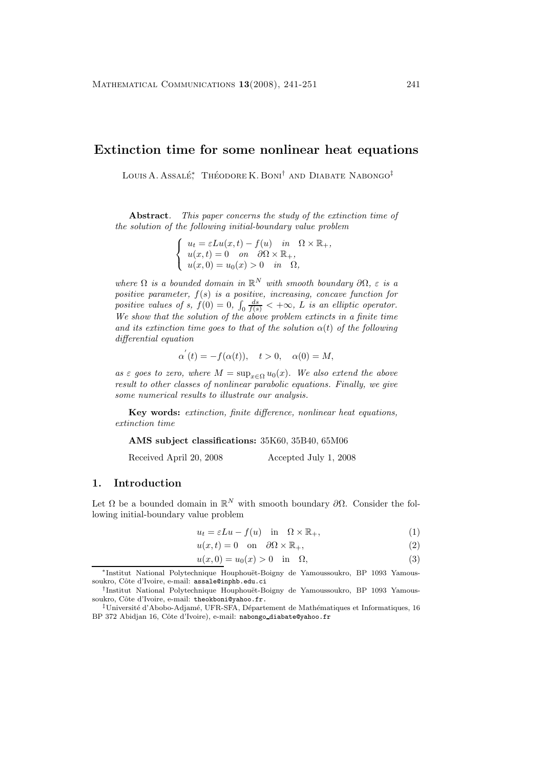# Extinction time for some nonlinear heat equations

Louis A. Assalé[*], Théodore K. Boni[†] and Diabate Nabongo[‡]

**Abstract**. *This paper concerns the study of the extinction time of the solution of the following initial-boundary value problem*

$$\begin{cases} u_t = \varepsilon Lu(x,t) - f(u) \quad in \quad \Omega \times \mathbb{R}_+, \\ u(x,t) = 0 \quad on \quad \partial\Omega \times \mathbb{R}_+, \\ u(x,0) = u_0(x) > 0 \quad in \quad \Omega, \end{cases}$$

*where $\Omega$ is a bounded domain in $\mathbb{R}^N$ with smooth boundary $\partial\Omega$, $\varepsilon$ is a positive parameter, $f(s)$ is a positive, increasing, concave function for positive values of $s$, $f(0) = 0$, $\int_0 \frac{ds}{f(s)} < +\infty$, $L$ is an elliptic operator. We show that the solution of the above problem extincts in a finite time and its extinction time goes to that of the solution $\alpha(t)$ of the following differential equation*

$$\alpha^{'}(t) = -f(\alpha(t)), \quad t > 0, \quad \alpha(0) = M,$$

*as $\varepsilon$ goes to zero, where $M = \sup_{x \in \Omega} u_0(x)$. We also extend the above result to other classes of nonlinear parabolic equations. Finally, we give some numerical results to illustrate our analysis.*

**Key words:** *extinction, finite difference, nonlinear heat equations, extinction time*

**AMS subject classifications:** 35K60, 35B40, 65M06

Received April 20, 2008 Accepted July 1, 2008

## 1. Introduction

Let $\Omega$ be a bounded domain in $\mathbb{R}^N$ with smooth boundary $\partial\Omega$. Consider the following initial-boundary value problem

$$u_t = \varepsilon Lu - f(u) \quad \text{in} \quad \Omega \times \mathbb{R}_+, \tag{1}$$

$$u(x,t) = 0 \quad \text{on} \quad \partial\Omega \times \mathbb{R}_+, \tag{2}$$

$$u(x,0) = u_0(x) > 0 \quad \text{in} \quad \Omega, \tag{3}$$

[*] Institut National Polytechnique Houphouët-Boigny de Yamoussoukro, BP 1093 Yamoussoukro, Côte d'Ivoire, e-mail: assale@inphb.edu.ci

[†] Institut National Polytechnique Houphouët-Boigny de Yamoussoukro, BP 1093 Yamoussoukro, Côte d'Ivoire, e-mail: theokboni@yahoo.fr.

[‡] Université d'Abobo-Adjamé, UFR-SFA, Département de Mathématiques et Informatiques, 16 BP 372 Abidjan 16, Côte d'Ivoire), e-mail: nabongo_diabate@yahoo.fr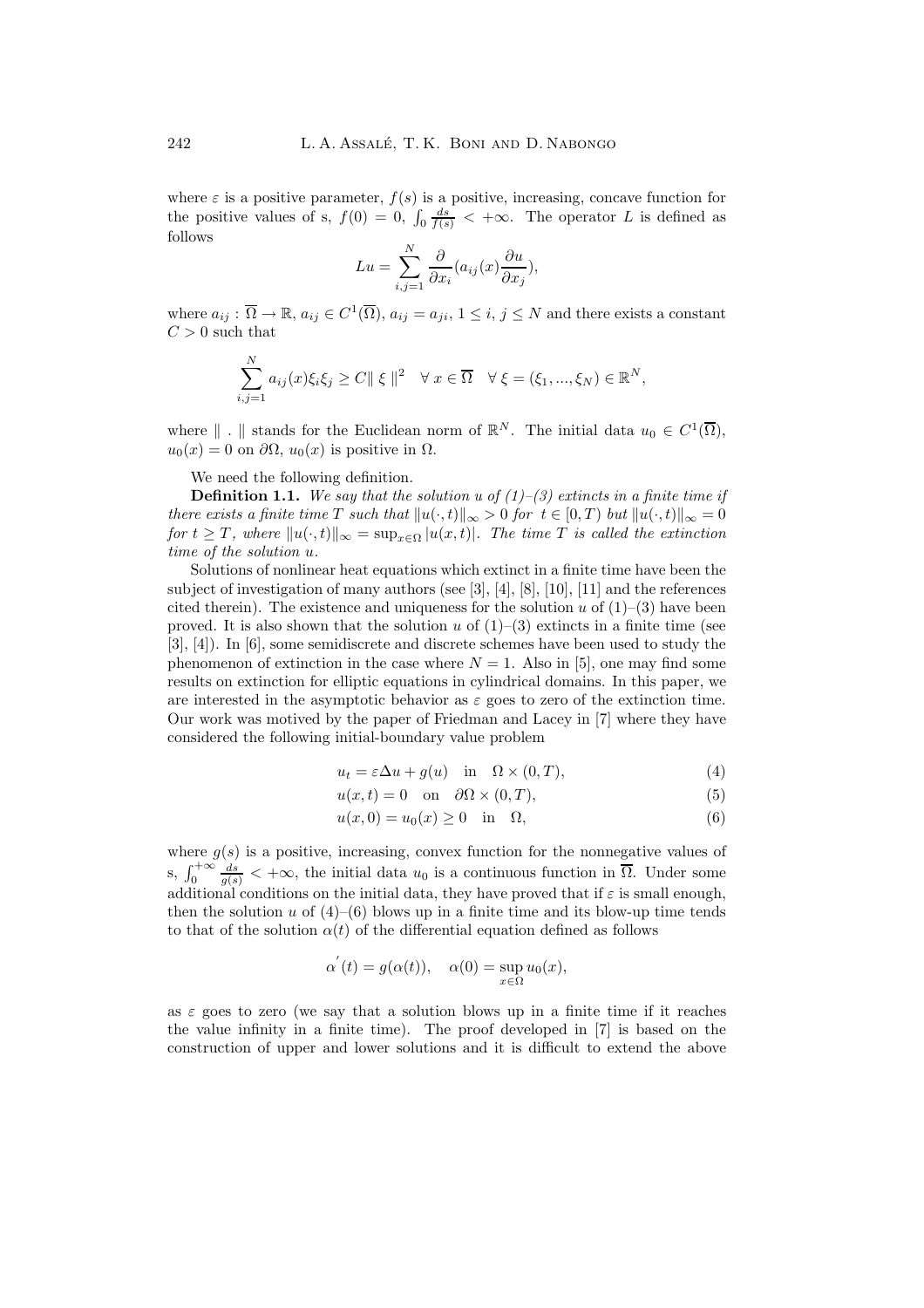where $\varepsilon$ is a positive parameter, $f(s)$ is a positive, increasing, concave function for the positive values of s, $f(0) = 0$, $\int_0 \frac{ds}{f(s)} < +\infty$. The operator $L$ is defined as follows

$$Lu = \sum_{i,j=1}^{N} \frac{\partial}{\partial x_i}(a_{ij}(x)\frac{\partial u}{\partial x_j}),$$

where $a_{ij} : \overline{\Omega} \to \mathbb{R}$, $a_{ij} \in C^1(\overline{\Omega})$, $a_{ij} = a_{ji}$, $1 \leq i, j \leq N$ and there exists a constant $C > 0$ such that

$$\sum_{i,j=1}^{N} a_{ij}(x)\xi_i\xi_j \geq C\| \xi \|^2 \quad \forall x \in \overline{\Omega} \quad \forall \xi = (\xi_1, ..., \xi_N) \in \mathbb{R}^N,$$

where $\| \cdot \|$ stands for the Euclidean norm of $\mathbb{R}^N$. The initial data $u_0 \in C^1(\overline{\Omega})$, $u_0(x) = 0$ on $\partial\Omega$, $u_0(x)$ is positive in $\Omega$.

We need the following definition.

**Definition 1.1.** *We say that the solution $u$ of (1)–(3) extincts in a finite time if there exists a finite time $T$ such that $\|u(\cdot,t)\|_\infty > 0$ for $t \in [0,T)$ but $\|u(\cdot,t)\|_\infty = 0$ for $t \geq T$, where $\|u(\cdot,t)\|_\infty = \sup_{x\in\Omega} |u(x,t)|$. The time $T$ is called the extinction time of the solution $u$.*

Solutions of nonlinear heat equations which extinct in a finite time have been the subject of investigation of many authors (see [3], [4], [8], [10], [11] and the references cited therein). The existence and uniqueness for the solution $u$ of (1)–(3) have been proved. It is also shown that the solution $u$ of (1)–(3) extincts in a finite time (see [3], [4]). In [6], some semidiscrete and discrete schemes have been used to study the phenomenon of extinction in the case where $N = 1$. Also in [5], one may find some results on extinction for elliptic equations in cylindrical domains. In this paper, we are interested in the asymptotic behavior as $\varepsilon$ goes to zero of the extinction time. Our work was motived by the paper of Friedman and Lacey in [7] where they have considered the following initial-boundary value problem

$$u_t = \varepsilon\Delta u + g(u) \quad \text{in} \quad \Omega \times (0,T), \tag{4}$$

$$u(x,t) = 0 \quad \text{on} \quad \partial\Omega \times (0,T), \tag{5}$$

$$u(x,0) = u_0(x) \geq 0 \quad \text{in} \quad \Omega, \tag{6}$$

where $g(s)$ is a positive, increasing, convex function for the nonnegative values of s, $\int_0^{+\infty} \frac{ds}{g(s)} < +\infty$, the initial data $u_0$ is a continuous function in $\overline{\Omega}$. Under some additional conditions on the initial data, they have proved that if $\varepsilon$ is small enough, then the solution $u$ of (4)–(6) blows up in a finite time and its blow-up time tends to that of the solution $\alpha(t)$ of the differential equation defined as follows

$$\alpha^{'}(t) = g(\alpha(t)), \quad \alpha(0) = \sup_{x\in\Omega} u_0(x),$$

as $\varepsilon$ goes to zero (we say that a solution blows up in a finite time if it reaches the value infinity in a finite time). The proof developed in [7] is based on the construction of upper and lower solutions and it is difficult to extend the above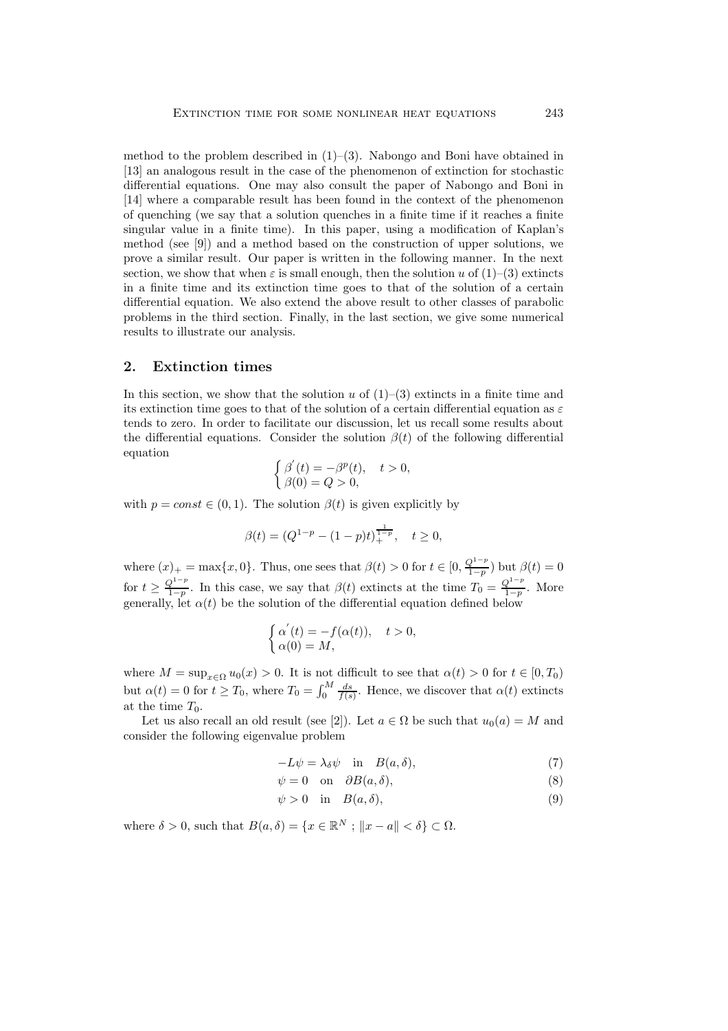method to the problem described in (1)–(3). Nabongo and Boni have obtained in [13] an analogous result in the case of the phenomenon of extinction for stochastic differential equations. One may also consult the paper of Nabongo and Boni in [14] where a comparable result has been found in the context of the phenomenon of quenching (we say that a solution quenches in a finite time if it reaches a finite singular value in a finite time). In this paper, using a modification of Kaplan's method (see [9]) and a method based on the construction of upper solutions, we prove a similar result. Our paper is written in the following manner. In the next section, we show that when $\varepsilon$ is small enough, then the solution $u$ of (1)–(3) extincts in a finite time and its extinction time goes to that of the solution of a certain differential equation. We also extend the above result to other classes of parabolic problems in the third section. Finally, in the last section, we give some numerical results to illustrate our analysis.

## 2. Extinction times

In this section, we show that the solution $u$ of (1)–(3) extincts in a finite time and its extinction time goes to that of the solution of a certain differential equation as $\varepsilon$ tends to zero. In order to facilitate our discussion, let us recall some results about the differential equations. Consider the solution $\beta(t)$ of the following differential equation

$$\begin{cases} \beta^{'}(t) = -\beta^p(t), \quad t > 0, \\ \beta(0) = Q > 0, \end{cases}$$

with $p = const \in (0, 1)$. The solution $\beta(t)$ is given explicitly by

$$\beta(t) = (Q^{1-p} - (1-p)t)_+^{\frac{1}{1-p}}, \quad t \geq 0,$$

where $(x)_+ = \max\{x, 0\}$. Thus, one sees that $\beta(t) > 0$ for $t \in [0, \frac{Q^{1-p}}{1-p})$ but $\beta(t) = 0$ for $t \geq \frac{Q^{1-p}}{1-p}$. In this case, we say that $\beta(t)$ extincts at the time $T_0 = \frac{Q^{1-p}}{1-p}$. More generally, let $\alpha(t)$ be the solution of the differential equation defined below

$$\begin{cases} \alpha^{'}(t) = -f(\alpha(t)), \quad t > 0, \\ \alpha(0) = M, \end{cases}$$

where $M = \sup_{x\in\Omega} u_0(x) > 0$. It is not difficult to see that $\alpha(t) > 0$ for $t \in [0, T_0)$ but $\alpha(t) = 0$ for $t \geq T_0$, where $T_0 = \int_0^M \frac{ds}{f(s)}$. Hence, we discover that $\alpha(t)$ extincts at the time $T_0$.

Let us also recall an old result (see [2]). Let $a \in \Omega$ be such that $u_0(a) = M$ and consider the following eigenvalue problem

$$-L\psi = \lambda_\delta \psi \quad \text{in} \quad B(a, \delta), \tag{7}$$

$$\psi = 0 \quad \text{on} \quad \partial B(a, \delta), \tag{8}$$

$$\psi > 0 \quad \text{in} \quad B(a, \delta), \tag{9}$$

where $\delta > 0$, such that $B(a, \delta) = \{x \in \mathbb{R}^N \ ; \ \|x - a\| < \delta\} \subset \Omega$.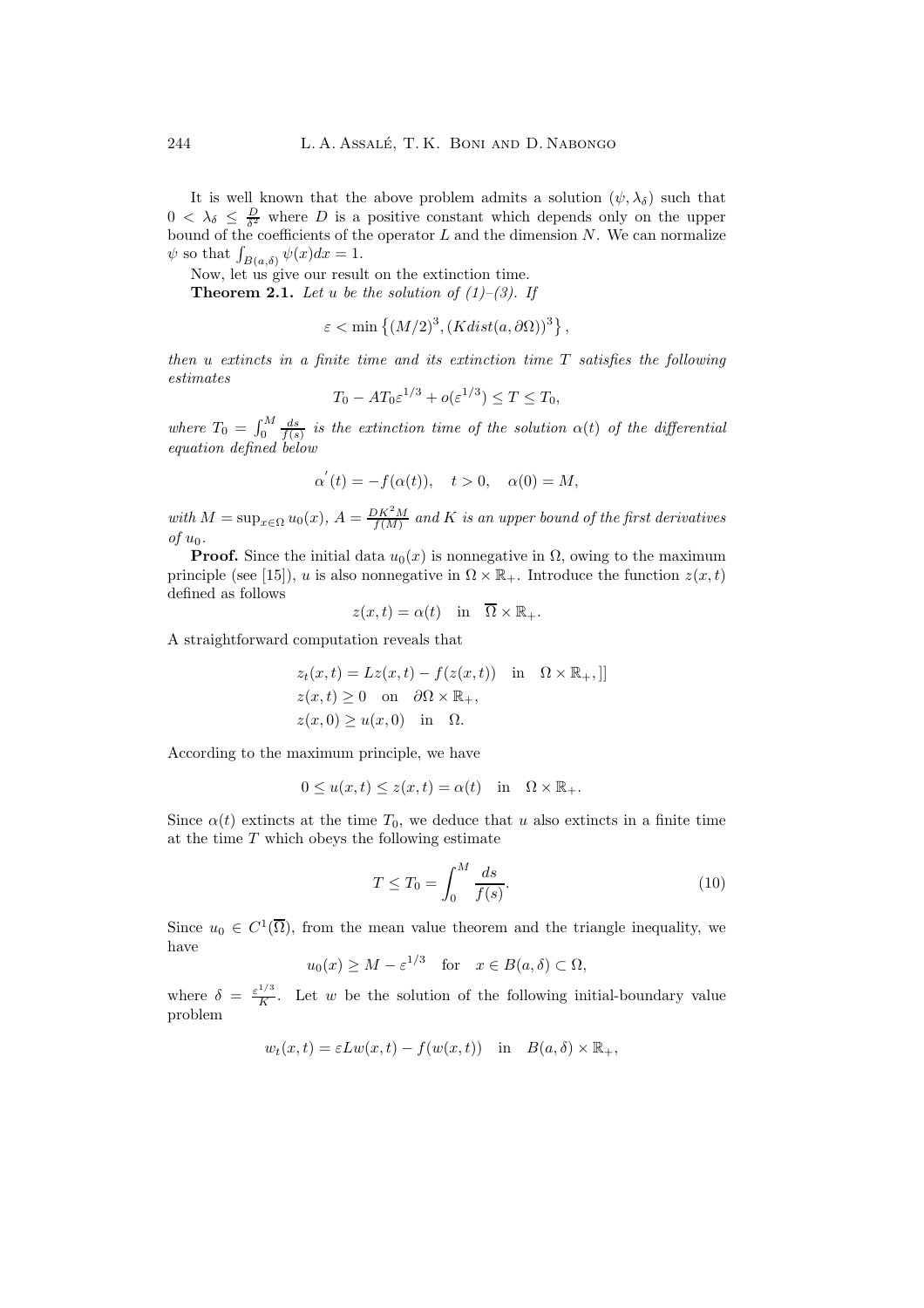It is well known that the above problem admits a solution $(\psi, \lambda_\delta)$ such that $0 < \lambda_\delta \leq \frac{D}{\delta^2}$ where $D$ is a positive constant which depends only on the upper bound of the coefficients of the operator $L$ and the dimension $N$. We can normalize $\psi$ so that $\int_{B(a,\delta)} \psi(x)dx = 1$.

Now, let us give our result on the extinction time.

**Theorem 2.1.** *Let $u$ be the solution of (1)–(3). If*

$$\varepsilon < \min\left\{(M/2)^3, (Kdist(a, \partial\Omega))^3\right\},$$

*then $u$ extincts in a finite time and its extinction time $T$ satisfies the following estimates*

$$T_0 - AT_0\varepsilon^{1/3} + o(\varepsilon^{1/3}) \leq T \leq T_0,$$

*where $T_0 = \int_0^M \frac{ds}{f(s)}$ is the extinction time of the solution $\alpha(t)$ of the differential equation defined below*

$$\alpha^{'}(t) = -f(\alpha(t)), \quad t > 0, \quad \alpha(0) = M,$$

*with $M = \sup_{x\in\Omega} u_0(x)$, $A = \frac{DK^2M}{f(M)}$ and $K$ is an upper bound of the first derivatives of $u_0$.*

**Proof.** Since the initial data $u_0(x)$ is nonnegative in $\Omega$, owing to the maximum principle (see [15]), $u$ is also nonnegative in $\Omega \times \mathbb{R}_+$. Introduce the function $z(x,t)$ defined as follows

$$z(x,t) = \alpha(t) \quad \text{in} \quad \overline{\Omega} \times \mathbb{R}_+.$$

A straightforward computation reveals that

$$z_t(x,t) = Lz(x,t) - f(z(x,t)) \quad \text{in} \quad \Omega \times \mathbb{R}_+, ]]$$
$$z(x,t) \geq 0 \quad \text{on} \quad \partial\Omega \times \mathbb{R}_+,$$
$$z(x,0) \geq u(x,0) \quad \text{in} \quad \Omega.$$

According to the maximum principle, we have

$$0 \leq u(x,t) \leq z(x,t) = \alpha(t) \quad \text{in} \quad \Omega \times \mathbb{R}_+.$$

Since $\alpha(t)$ extincts at the time $T_0$, we deduce that $u$ also extincts in a finite time at the time $T$ which obeys the following estimate

$$T \leq T_0 = \int_0^M \frac{ds}{f(s)}. \tag{10}$$

Since $u_0 \in C^1(\overline{\Omega})$, from the mean value theorem and the triangle inequality, we have

$$u_0(x) \geq M - \varepsilon^{1/3} \quad \text{for} \quad x \in B(a,\delta) \subset \Omega,$$

where $\delta = \frac{\varepsilon^{1/3}}{K}$. Let $w$ be the solution of the following initial-boundary value problem

$$w_t(x,t) = \varepsilon Lw(x,t) - f(w(x,t)) \quad \text{in} \quad B(a,\delta) \times \mathbb{R}_+,$$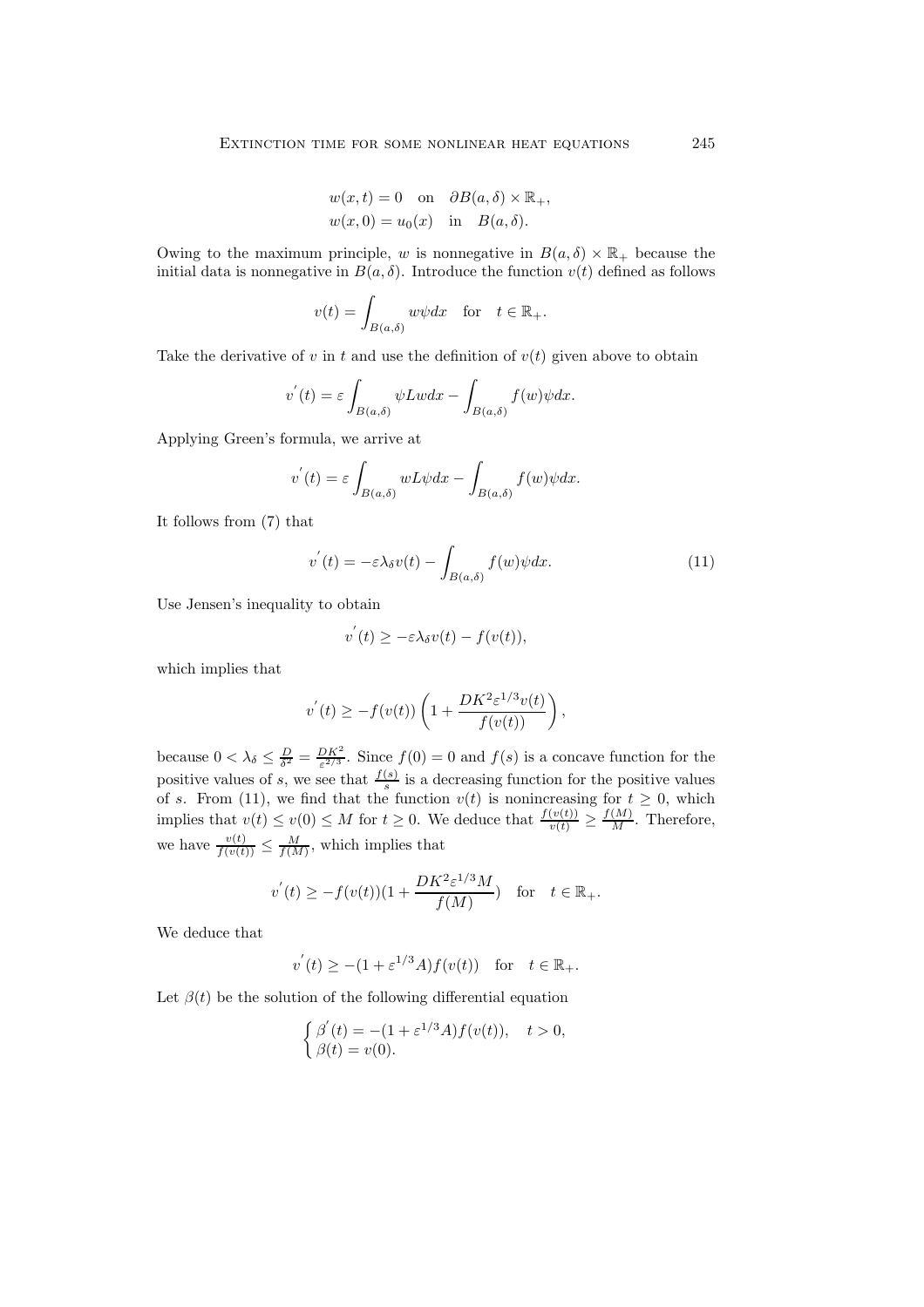$$w(x,t) = 0 \quad \text{on} \quad \partial B(a,\delta) \times \mathbb{R}_+,$$
$$w(x,0) = u_0(x) \quad \text{in} \quad B(a,\delta).$$

Owing to the maximum principle, $w$ is nonnegative in $B(a,\delta) \times \mathbb{R}_+$ because the initial data is nonnegative in $B(a,\delta)$. Introduce the function $v(t)$ defined as follows

$$v(t) = \int_{B(a,\delta)} w\psi dx \quad \text{for} \quad t \in \mathbb{R}_+.$$

Take the derivative of $v$ in $t$ and use the definition of $v(t)$ given above to obtain

$$v^{'}(t) = \varepsilon \int_{B(a,\delta)} \psi Lw dx - \int_{B(a,\delta)} f(w)\psi dx.$$

Applying Green's formula, we arrive at

$$v^{'}(t) = \varepsilon \int_{B(a,\delta)} wL\psi dx - \int_{B(a,\delta)} f(w)\psi dx.$$

It follows from (7) that

$$v^{'}(t) = -\varepsilon\lambda_\delta v(t) - \int_{B(a,\delta)} f(w)\psi dx. \tag{11}$$

Use Jensen's inequality to obtain

$$v^{'}(t) \geq -\varepsilon\lambda_\delta v(t) - f(v(t)),$$

which implies that

$$v^{'}(t) \geq -f(v(t))\left(1 + \frac{DK^2\varepsilon^{1/3}v(t)}{f(v(t))}\right),$$

because $0 < \lambda_\delta \leq \frac{D}{\delta^2} = \frac{DK^2}{\varepsilon^{2/3}}$. Since $f(0) = 0$ and $f(s)$ is a concave function for the positive values of $s$, we see that $\frac{f(s)}{s}$ is a decreasing function for the positive values of $s$. From (11), we find that the function $v(t)$ is nonincreasing for $t \geq 0$, which implies that $v(t) \leq v(0) \leq M$ for $t \geq 0$. We deduce that $\frac{f(v(t))}{v(t)} \geq \frac{f(M)}{M}$. Therefore, we have $\frac{v(t)}{f(v(t))} \leq \frac{M}{f(M)}$, which implies that

$$v^{'}(t) \geq -f(v(t))(1 + \frac{DK^2\varepsilon^{1/3}M}{f(M)}) \quad \text{for} \quad t \in \mathbb{R}_+.$$

We deduce that

$$v^{'}(t) \geq -(1 + \varepsilon^{1/3}A)f(v(t)) \quad \text{for} \quad t \in \mathbb{R}_+.$$

Let $\beta(t)$ be the solution of the following differential equation

$$\begin{cases} \beta^{'}(t) = -(1 + \varepsilon^{1/3}A)f(v(t)), \quad t > 0, \\ \beta(t) = v(0). \end{cases}$$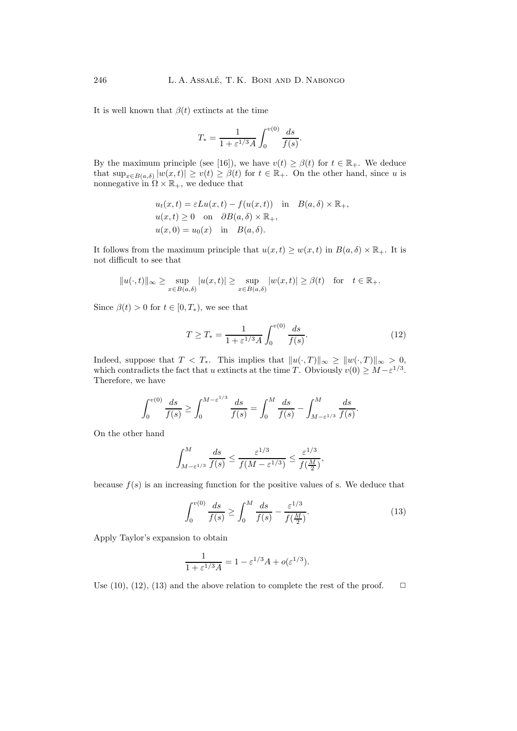It is well known that $\beta(t)$ extincts at the time

$$T_* = \frac{1}{1+\varepsilon^{1/3}A}\int_0^{v(0)}\frac{ds}{f(s)}.$$

By the maximum principle (see [16]), we have $v(t) \geq \beta(t)$ for $t \in \mathbb{R}_+$. We deduce that $\sup_{x\in B(a,\delta)}|w(x,t)| \geq v(t) \geq \beta(t)$ for $t \in \mathbb{R}_+$. On the other hand, since $u$ is nonnegative in $\Omega \times \mathbb{R}_+$, we deduce that

$$\begin{aligned}
&u_t(x,t) = \varepsilon L u(x,t) - f(u(x,t)) \quad \text{in} \quad B(a,\delta)\times\mathbb{R}_+,\\
&u(x,t) \geq 0 \quad \text{on} \quad \partial B(a,\delta)\times\mathbb{R}_+,\\
&u(x,0) = u_0(x) \quad \text{in} \quad B(a,\delta).
\end{aligned}$$

It follows from the maximum principle that $u(x,t) \geq w(x,t)$ in $B(a,\delta)\times\mathbb{R}_+$. It is not difficult to see that

$$\|u(\cdot,t)\|_\infty \geq \sup_{x\in B(a,\delta)}|u(x,t)| \geq \sup_{x\in B(a,\delta)}|w(x,t)| \geq \beta(t) \quad \text{for} \quad t\in\mathbb{R}_+.$$

Since $\beta(t) > 0$ for $t \in [0, T_*)$, we see that

$$T \geq T_* = \frac{1}{1+\varepsilon^{1/3}A}\int_0^{v(0)}\frac{ds}{f(s)}. \tag{12}$$

Indeed, suppose that $T < T_*$. This implies that $\|u(\cdot,T)\|_\infty \geq \|w(\cdot,T)\|_\infty > 0$, which contradicts the fact that $u$ extincts at the time $T$. Obviously $v(0) \geq M - \varepsilon^{1/3}$. Therefore, we have

$$\int_0^{v(0)}\frac{ds}{f(s)} \geq \int_0^{M-\varepsilon^{1/3}}\frac{ds}{f(s)} = \int_0^{M}\frac{ds}{f(s)} - \int_{M-\varepsilon^{1/3}}^{M}\frac{ds}{f(s)}.$$

On the other hand

$$\int_{M-\varepsilon^{1/3}}^{M}\frac{ds}{f(s)} \leq \frac{\varepsilon^{1/3}}{f(M-\varepsilon^{1/3})} \leq \frac{\varepsilon^{1/3}}{f(\frac{M}{2})},$$

because $f(s)$ is an increasing function for the positive values of s. We deduce that

$$\int_0^{v(0)}\frac{ds}{f(s)} \geq \int_0^{M}\frac{ds}{f(s)} - \frac{\varepsilon^{1/3}}{f(\frac{M}{2})}. \tag{13}$$

Apply Taylor's expansion to obtain

$$\frac{1}{1+\varepsilon^{1/3}A} = 1 - \varepsilon^{1/3}A + o(\varepsilon^{1/3}).$$

Use (10), (12), (13) and the above relation to complete the rest of the proof. $\square$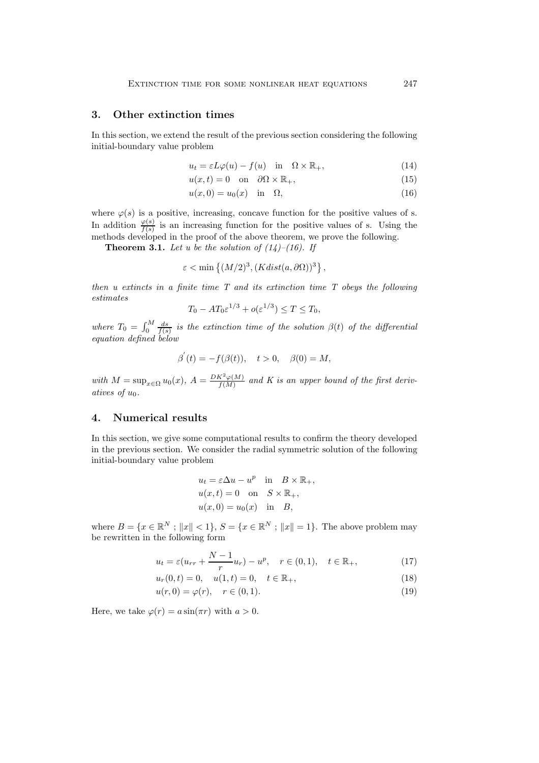## 3. Other extinction times

In this section, we extend the result of the previous section considering the following initial-boundary value problem

$$u_t = \varepsilon L\varphi(u) - f(u) \quad \text{in} \quad \Omega \times \mathbb{R}_+, \tag{14}$$

$$u(x,t) = 0 \quad \text{on} \quad \partial\Omega \times \mathbb{R}_+, \tag{15}$$

$$u(x,0) = u_0(x) \quad \text{in} \quad \Omega, \tag{16}$$

where $\varphi(s)$ is a positive, increasing, concave function for the positive values of s. In addition $\frac{\varphi(s)}{f(s)}$ is an increasing function for the positive values of s. Using the methods developed in the proof of the above theorem, we prove the following.

**Theorem 3.1.** *Let $u$ be the solution of (14)–(16). If*

$$\varepsilon < \min\left\{(M/2)^3, (Kdist(a, \partial\Omega))^3\right\},$$

*then $u$ extincts in a finite time $T$ and its extinction time $T$ obeys the following estimates*

$$T_0 - AT_0\varepsilon^{1/3} + o(\varepsilon^{1/3}) \leq T \leq T_0,$$

*where $T_0 = \int_0^M \frac{ds}{f(s)}$ is the extinction time of the solution $\beta(t)$ of the differential equation defined below*

$$\beta^{'}(t) = -f(\beta(t)), \quad t > 0, \quad \beta(0) = M,$$

*with $M = \sup_{x\in\Omega} u_0(x)$, $A = \frac{DK^2\varphi(M)}{f(M)}$ and $K$ is an upper bound of the first derivatives of $u_0$.*

## 4. Numerical results

In this section, we give some computational results to confirm the theory developed in the previous section. We consider the radial symmetric solution of the following initial-boundary value problem

$$u_t = \varepsilon\Delta u - u^p \quad \text{in} \quad B \times \mathbb{R}_+,$$
$$u(x,t) = 0 \quad \text{on} \quad S \times \mathbb{R}_+,$$
$$u(x,0) = u_0(x) \quad \text{in} \quad B,$$

where $B = \{x \in \mathbb{R}^N \ ; \|x\| < 1\}$, $S = \{x \in \mathbb{R}^N \ ; \|x\| = 1\}$. The above problem may be rewritten in the following form

$$u_t = \varepsilon(u_{rr} + \frac{N-1}{r}u_r) - u^p, \quad r \in (0,1), \quad t \in \mathbb{R}_+, \tag{17}$$

$$u_r(0,t) = 0, \quad u(1,t) = 0, \quad t \in \mathbb{R}_+, \tag{18}$$

$$u(r,0) = \varphi(r), \quad r \in (0,1). \tag{19}$$

Here, we take $\varphi(r) = a\sin(\pi r)$ with $a > 0$.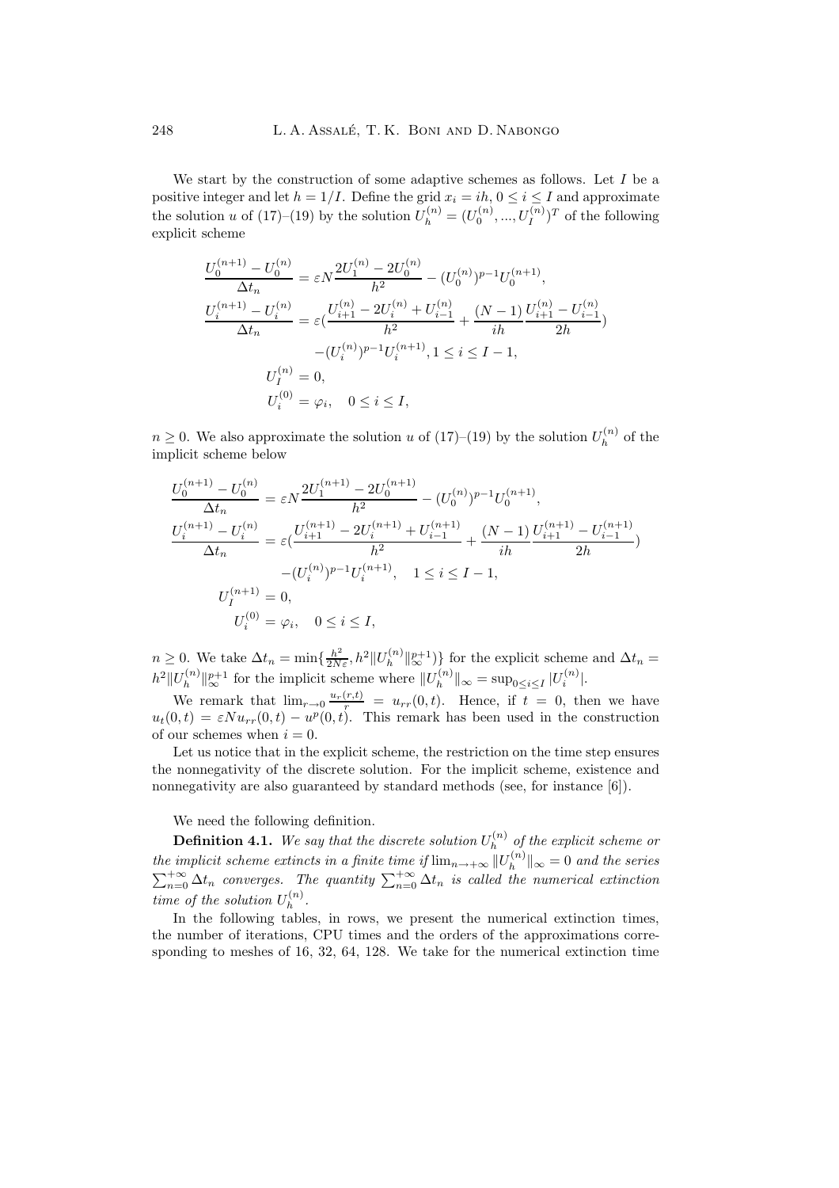We start by the construction of some adaptive schemes as follows. Let $I$ be a positive integer and let $h = 1/I$. Define the grid $x_i = ih$, $0 \leq i \leq I$ and approximate the solution $u$ of (17)–(19) by the solution $U_h^{(n)} = (U_0^{(n)}, ..., U_I^{(n)})^T$ of the following explicit scheme

$$
\begin{aligned}
\frac{U_0^{(n+1)} - U_0^{(n)}}{\Delta t_n} &= \varepsilon N \frac{2U_1^{(n)} - 2U_0^{(n)}}{h^2} - (U_0^{(n)})^{p-1} U_0^{(n+1)}, \\
\frac{U_i^{(n+1)} - U_i^{(n)}}{\Delta t_n} &= \varepsilon \Big( \frac{U_{i+1}^{(n)} - 2U_i^{(n)} + U_{i-1}^{(n)}}{h^2} + \frac{(N-1)}{ih} \frac{U_{i+1}^{(n)} - U_{i-1}^{(n)}}{2h} \Big) \\
&\quad - (U_i^{(n)})^{p-1} U_i^{(n+1)}, \, 1 \leq i \leq I-1, \\
U_I^{(n)} &= 0, \\
U_i^{(0)} &= \varphi_i, \quad 0 \leq i \leq I,
\end{aligned}
$$

$n \geq 0$. We also approximate the solution $u$ of (17)–(19) by the solution $U_h^{(n)}$ of the implicit scheme below

$$
\begin{aligned}
\frac{U_0^{(n+1)} - U_0^{(n)}}{\Delta t_n} &= \varepsilon N \frac{2U_1^{(n+1)} - 2U_0^{(n+1)}}{h^2} - (U_0^{(n)})^{p-1} U_0^{(n+1)}, \\
\frac{U_i^{(n+1)} - U_i^{(n)}}{\Delta t_n} &= \varepsilon \Big( \frac{U_{i+1}^{(n+1)} - 2U_i^{(n+1)} + U_{i-1}^{(n+1)}}{h^2} + \frac{(N-1)}{ih} \frac{U_{i+1}^{(n+1)} - U_{i-1}^{(n+1)}}{2h} \Big) \\
&\quad - (U_i^{(n)})^{p-1} U_i^{(n+1)}, \quad 1 \leq i \leq I-1, \\
U_I^{(n+1)} &= 0, \\
U_i^{(0)} &= \varphi_i, \quad 0 \leq i \leq I,
\end{aligned}
$$

$n \geq 0$. We take $\Delta t_n = \min\{\frac{h^2}{2N\varepsilon}, h^2 \|U_h^{(n)}\|_\infty^{p+1}\}$ for the explicit scheme and $\Delta t_n = h^2 \|U_h^{(n)}\|_\infty^{p+1}$ for the implicit scheme where $\|U_h^{(n)}\|_\infty = \sup_{0 \leq i \leq I} |U_i^{(n)}|$.

We remark that $\lim_{r \to 0} \frac{u_r(r,t)}{r} = u_{rr}(0,t)$. Hence, if $t = 0$, then we have $u_t(0,t) = \varepsilon N u_{rr}(0,t) - u^p(0,t)$. This remark has been used in the construction of our schemes when $i = 0$.

Let us notice that in the explicit scheme, the restriction on the time step ensures the nonnegativity of the discrete solution. For the implicit scheme, existence and nonnegativity are also guaranteed by standard methods (see, for instance [6]).

We need the following definition.

**Definition 4.1.** *We say that the discrete solution $U_h^{(n)}$ of the explicit scheme or the implicit scheme extincts in a finite time if $\lim_{n \to +\infty} \|U_h^{(n)}\|_\infty = 0$ and the series $\sum_{n=0}^{+\infty} \Delta t_n$ converges. The quantity $\sum_{n=0}^{+\infty} \Delta t_n$ is called the numerical extinction time of the solution $U_h^{(n)}$.*

In the following tables, in rows, we present the numerical extinction times, the number of iterations, CPU times and the orders of the approximations corresponding to meshes of 16, 32, 64, 128. We take for the numerical extinction time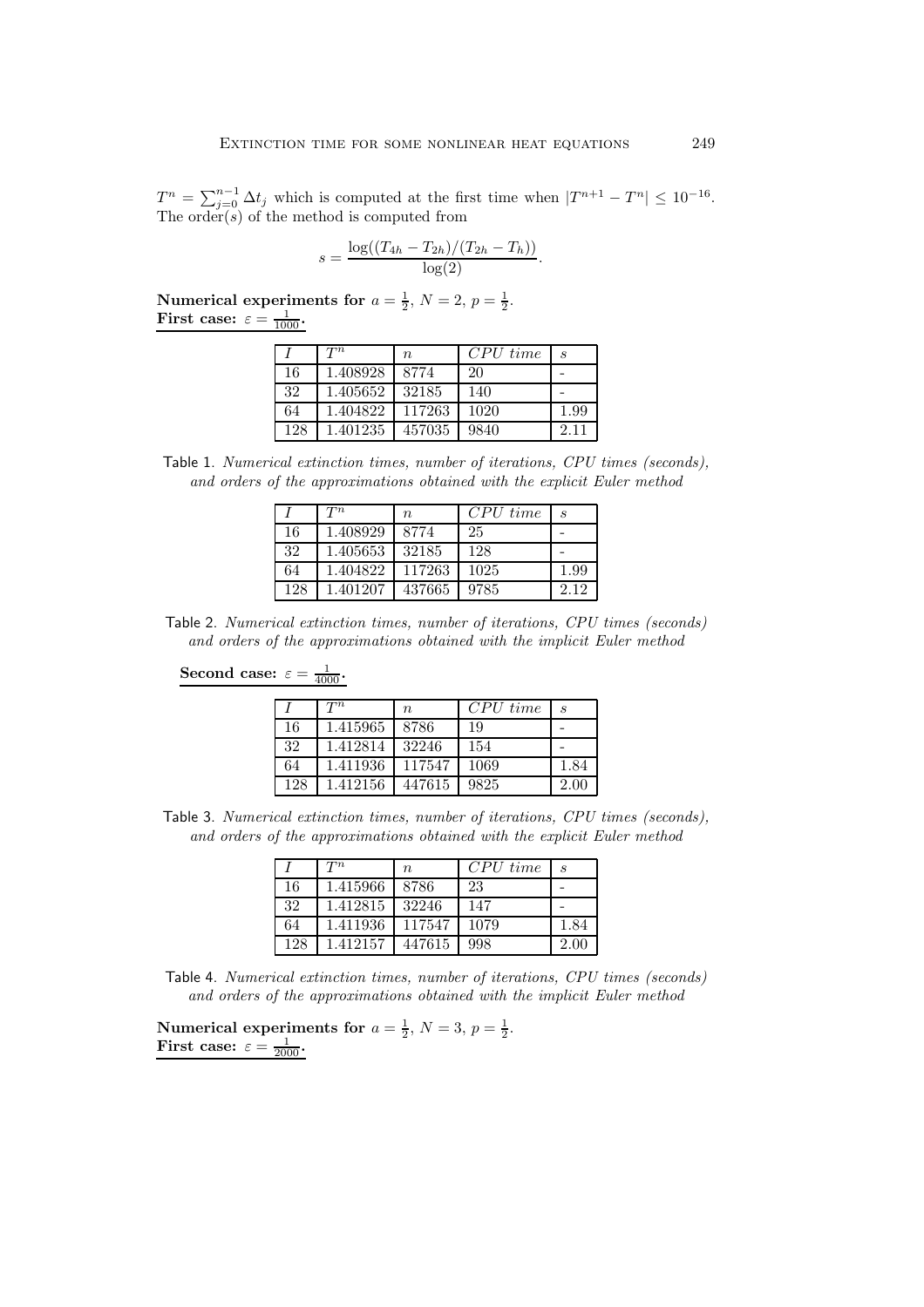$T^n = \sum_{j=0}^{n-1} \Delta t_j$ which is computed at the first time when $|T^{n+1} - T^n| \leq 10^{-16}$. The order($s$) of the method is computed from

$$s = \frac{\log((T_{4h} - T_{2h})/(T_{2h} - T_h))}{\log(2)}.$$

**Numerical experiments for** $a = \frac{1}{2}$, $N = 2$, $p = \frac{1}{2}$.
**First case:** $\varepsilon = \frac{1}{1000}$**.**

| $I$ | $T^n$ | $n$ | *CPU time* | $s$ |
|---|---|---|---|---|
| 16 | 1.408928 | 8774 | 20 | - |
| 32 | 1.405652 | 32185 | 140 | - |
| 64 | 1.404822 | 117263 | 1020 | 1.99 |
| 128 | 1.401235 | 457035 | 9840 | 2.11 |

Table 1. *Numerical extinction times, number of iterations, CPU times (seconds), and orders of the approximations obtained with the explicit Euler method*

| $I$ | $T^n$ | $n$ | *CPU time* | $s$ |
|---|---|---|---|---|
| 16 | 1.408929 | 8774 | 25 | - |
| 32 | 1.405653 | 32185 | 128 | - |
| 64 | 1.404822 | 117263 | 1025 | 1.99 |
| 128 | 1.401207 | 437665 | 9785 | 2.12 |

Table 2. *Numerical extinction times, number of iterations, CPU times (seconds) and orders of the approximations obtained with the implicit Euler method*

**Second case:** $\varepsilon = \frac{1}{4000}$**.**

| $I$ | $T^n$ | $n$ | *CPU time* | $s$ |
|---|---|---|---|---|
| 16 | 1.415965 | 8786 | 19 | - |
| 32 | 1.412814 | 32246 | 154 | - |
| 64 | 1.411936 | 117547 | 1069 | 1.84 |
| 128 | 1.412156 | 447615 | 9825 | 2.00 |

Table 3. *Numerical extinction times, number of iterations, CPU times (seconds), and orders of the approximations obtained with the explicit Euler method*

| $I$ | $T^n$ | $n$ | *CPU time* | $s$ |
|---|---|---|---|---|
| 16 | 1.415966 | 8786 | 23 | - |
| 32 | 1.412815 | 32246 | 147 | - |
| 64 | 1.411936 | 117547 | 1079 | 1.84 |
| 128 | 1.412157 | 447615 | 998 | 2.00 |

Table 4. *Numerical extinction times, number of iterations, CPU times (seconds) and orders of the approximations obtained with the implicit Euler method*

**Numerical experiments for** $a = \frac{1}{2}$, $N = 3$, $p = \frac{1}{2}$.
**First case:** $\varepsilon = \frac{1}{2000}$**.**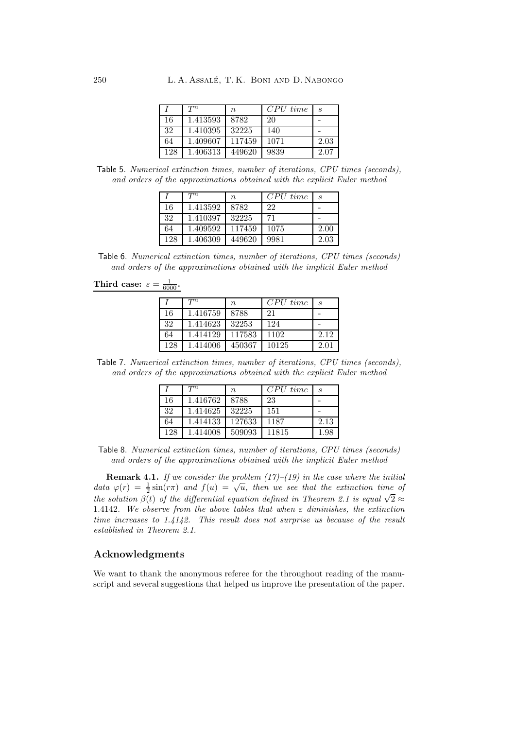| $I$ | $T^n$ | $n$ | $CPU\ time$ | $s$ |
|---|---|---|---|---|
| 16 | 1.413593 | 8782 | 20 | - |
| 32 | 1.410395 | 32225 | 140 | - |
| 64 | 1.409607 | 117459 | 1071 | 2.03 |
| 128 | 1.406313 | 449620 | 9839 | 2.07 |

Table 5. *Numerical extinction times, number of iterations, CPU times (seconds), and orders of the approximations obtained with the explicit Euler method*

| $I$ | $T^n$ | $n$ | $CPU\ time$ | $s$ |
|---|---|---|---|---|
| 16 | 1.413592 | 8782 | 22 | - |
| 32 | 1.410397 | 32225 | 71 | - |
| 64 | 1.409592 | 117459 | 1075 | 2.00 |
| 128 | 1.406309 | 449620 | 9981 | 2.03 |

Table 6. *Numerical extinction times, number of iterations, CPU times (seconds) and orders of the approximations obtained with the implicit Euler method*

**Third case: $\varepsilon = \frac{1}{6000}$.**

| $I$ | $T^n$ | $n$ | $CPU\ time$ | $s$ |
|---|---|---|---|---|
| 16 | 1.416759 | 8788 | 21 | - |
| 32 | 1.414623 | 32253 | 124 | - |
| 64 | 1.414129 | 117583 | 1102 | 2.12 |
| 128 | 1.414006 | 450367 | 10125 | 2.01 |

Table 7. *Numerical extinction times, number of iterations, CPU times (seconds), and orders of the approximations obtained with the explicit Euler method*

| $I$ | $T^n$ | $n$ | $CPU\ time$ | $s$ |
|---|---|---|---|---|
| 16 | 1.416762 | 8788 | 23 | - |
| 32 | 1.414625 | 32225 | 151 | - |
| 64 | 1.414133 | 127633 | 1187 | 2.13 |
| 128 | 1.414008 | 509093 | 11815 | 1.98 |

Table 8. *Numerical extinction times, number of iterations, CPU times (seconds) and orders of the approximations obtained with the implicit Euler method*

**Remark 4.1.** *If we consider the problem (17)–(19) in the case where the initial data $\varphi(r) = \frac{1}{2}\sin(r\pi)$ and $f(u) = \sqrt{u}$, then we see that the extinction time of the solution $\beta(t)$ of the differential equation defined in Theorem 2.1 is equal $\sqrt{2} \approx 1.4142$. We observe from the above tables that when $\varepsilon$ diminishes, the extinction time increases to 1.4142. This result does not surprise us because of the result established in Theorem 2.1.*

## Acknowledgments

We want to thank the anonymous referee for the throughout reading of the manuscript and several suggestions that helped us improve the presentation of the paper.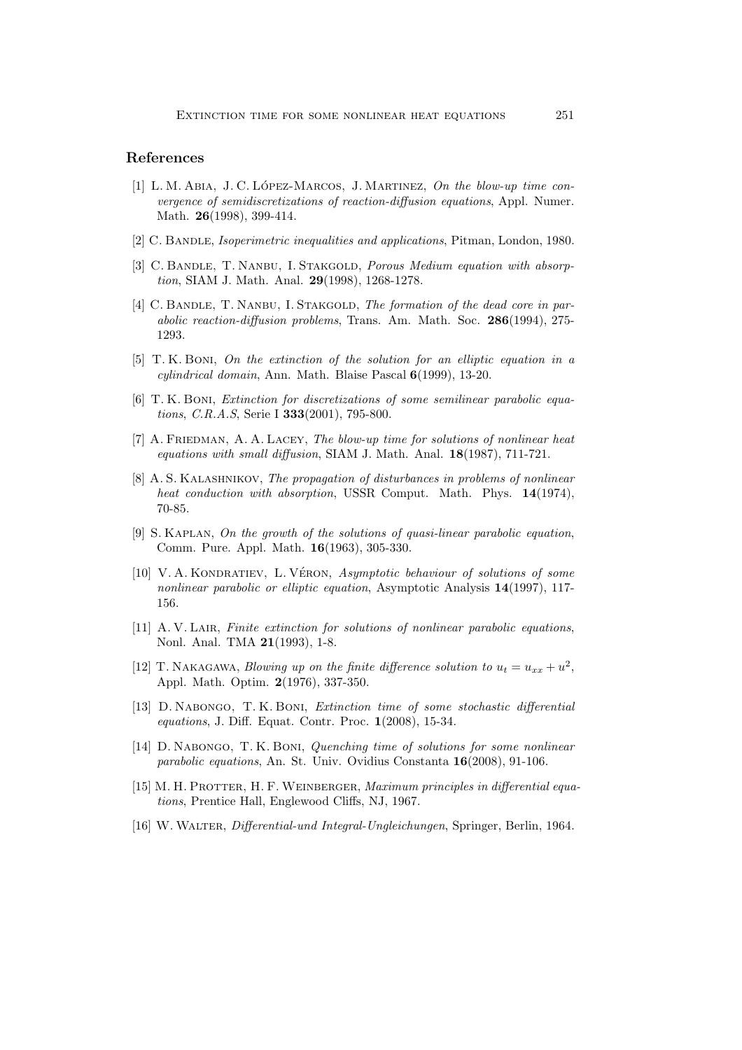## References

[1] L. M. Abia, J. C. López-Marcos, J. Martinez, *On the blow-up time convergence of semidiscretizations of reaction-diffusion equations*, Appl. Numer. Math. **26**(1998), 399-414.

[2] C. Bandle, *Isoperimetric inequalities and applications*, Pitman, London, 1980.

[3] C. Bandle, T. Nanbu, I. Stakgold, *Porous Medium equation with absorption*, SIAM J. Math. Anal. **29**(1998), 1268-1278.

[4] C. Bandle, T. Nanbu, I. Stakgold, *The formation of the dead core in parabolic reaction-diffusion problems*, Trans. Am. Math. Soc. **286**(1994), 275-1293.

[5] T. K. Boni, *On the extinction of the solution for an elliptic equation in a cylindrical domain*, Ann. Math. Blaise Pascal **6**(1999), 13-20.

[6] T. K. Boni, *Extinction for discretizations of some semilinear parabolic equations*, *C.R.A.S*, Serie I **333**(2001), 795-800.

[7] A. Friedman, A. A. Lacey, *The blow-up time for solutions of nonlinear heat equations with small diffusion*, SIAM J. Math. Anal. **18**(1987), 711-721.

[8] A. S. Kalashnikov, *The propagation of disturbances in problems of nonlinear heat conduction with absorption*, USSR Comput. Math. Phys. **14**(1974), 70-85.

[9] S. Kaplan, *On the growth of the solutions of quasi-linear parabolic equation*, Comm. Pure. Appl. Math. **16**(1963), 305-330.

[10] V. A. Kondratiev, L. Véron, *Asymptotic behaviour of solutions of some nonlinear parabolic or elliptic equation*, Asymptotic Analysis **14**(1997), 117-156.

[11] A. V. Lair, *Finite extinction for solutions of nonlinear parabolic equations*, Nonl. Anal. TMA **21**(1993), 1-8.

[12] T. Nakagawa, *Blowing up on the finite difference solution to $u_t = u_{xx} + u^2$*, Appl. Math. Optim. **2**(1976), 337-350.

[13] D. Nabongo, T. K. Boni, *Extinction time of some stochastic differential equations*, J. Diff. Equat. Contr. Proc. **1**(2008), 15-34.

[14] D. Nabongo, T. K. Boni, *Quenching time of solutions for some nonlinear parabolic equations*, An. St. Univ. Ovidius Constanta **16**(2008), 91-106.

[15] M. H. Protter, H. F. Weinberger, *Maximum principles in differential equations*, Prentice Hall, Englewood Cliffs, NJ, 1967.

[16] W. Walter, *Differential-und Integral-Ungleichungen*, Springer, Berlin, 1964.